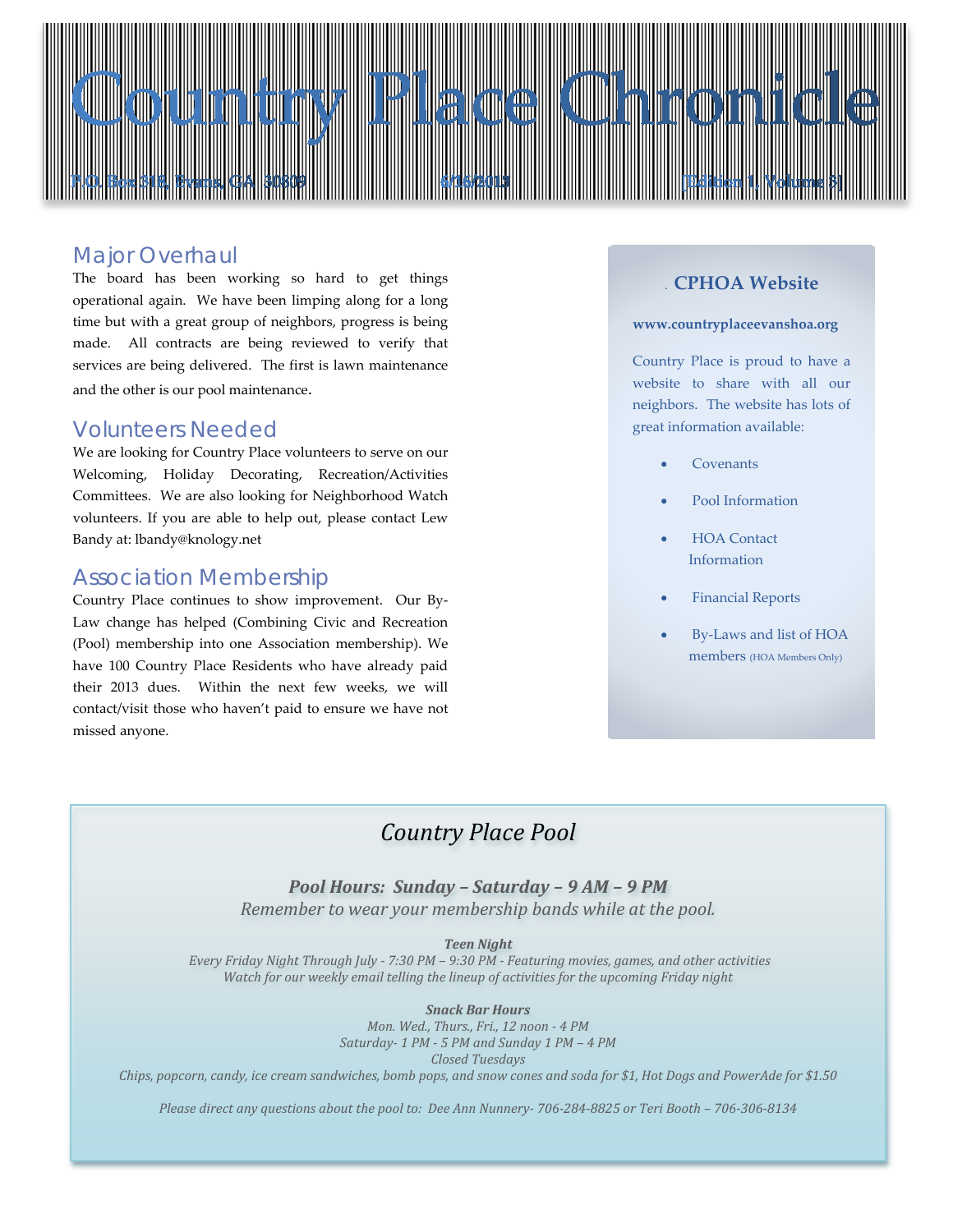# Country Place Chronicle

P.O. Box 318, Evans, GA 30809 6/16/2013 [Edition 1, Volume 3]

## Major Overhaul

The board has been working so hard to get things operational again. We have been limping along for a long time but with a great group of neighbors, progress is being made. All contracts are being reviewed to verify that services are being delivered. The first is lawn maintenance and the other is our pool maintenance.

## Volunteers Needed

We are looking for Country Place volunteers to serve on our Welcoming, Holiday Decorating, Recreation/Activities Committees. We are also looking for Neighborhood Watch volunteers. If you are able to help out, please contact Lew Bandy at: lbandy@knology.net

## Association Membership

Country Place continues to show improvement. Our By-Law change has helped (Combining Civic and Recreation (Pool) membership into one Association membership). We have 100 Country Place Residents who have already paid their 2013 dues. Within the next few weeks, we will contact/visit those who haven't paid to ensure we have not missed anyone.

### CPHOA Website

**www.countryplaceevanshoa.org**

Country Place is proud to have a website to share with all our neighbors. The website has lots of great information available:

- Covenants
- Pool Information
- HOA Contact Information
- Financial Reports
- By-Laws and list of HOA members (HOA Members Only)

## *Country Place Pool*

***Pool Hours: Sunday – Saturday – 9 AM – 9 PM***

*Remember to wear your membership bands while at the pool.*

***Teen Night***

*Every Friday Night Through July - 7:30 PM – 9:30 PM - Featuring movies, games, and other activities*
*Watch for our weekly email telling the lineup of activities for the upcoming Friday night*

***Snack Bar Hours***

*Mon. Wed., Thurs., Fri., 12 noon - 4 PM*
*Saturday- 1 PM - 5 PM and Sunday 1 PM – 4 PM*
*Closed Tuesdays*
*Chips, popcorn, candy, ice cream sandwiches, bomb pops, and snow cones and soda for $1, Hot Dogs and PowerAde for $1.50*

*Please direct any questions about the pool to: Dee Ann Nunnery- 706-284-8825 or Teri Booth – 706-306-8134*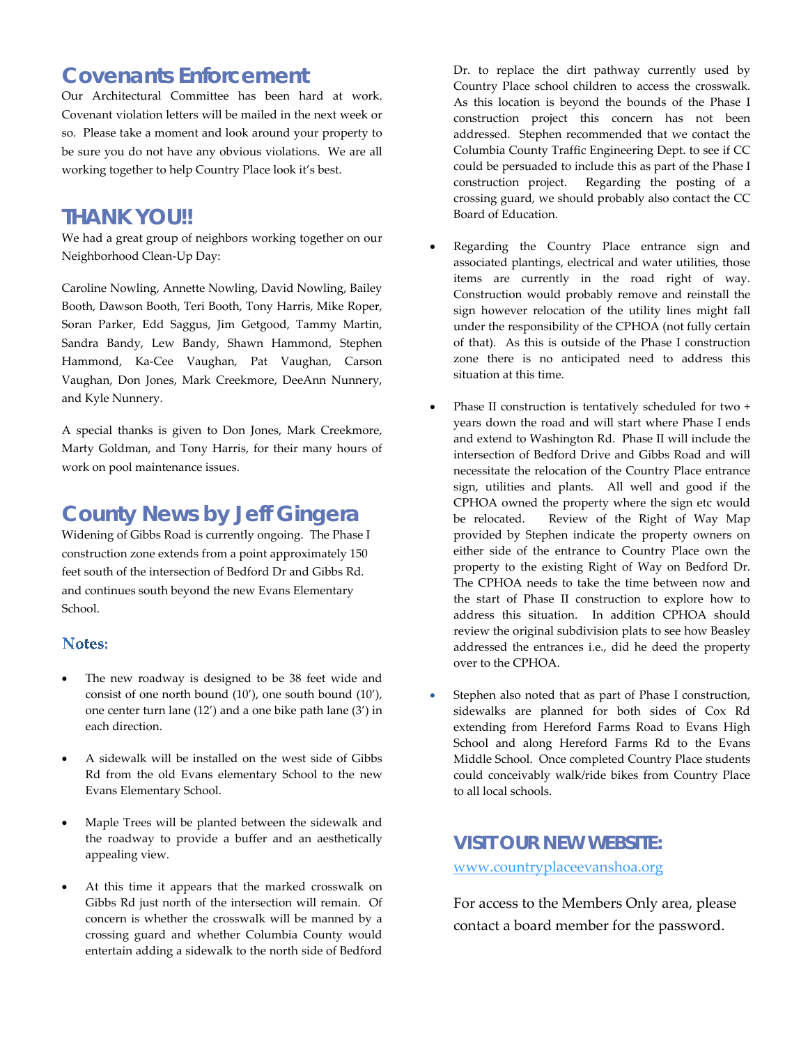## Covenants Enforcement

Our Architectural Committee has been hard at work. Covenant violation letters will be mailed in the next week or so. Please take a moment and look around your property to be sure you do not have any obvious violations. We are all working together to help Country Place look it's best.

## THANK YOU!!

We had a great group of neighbors working together on our Neighborhood Clean-Up Day:

Caroline Nowling, Annette Nowling, David Nowling, Bailey Booth, Dawson Booth, Teri Booth, Tony Harris, Mike Roper, Soran Parker, Edd Saggus, Jim Getgood, Tammy Martin, Sandra Bandy, Lew Bandy, Shawn Hammond, Stephen Hammond, Ka-Cee Vaughan, Pat Vaughan, Carson Vaughan, Don Jones, Mark Creekmore, DeeAnn Nunnery, and Kyle Nunnery.

A special thanks is given to Don Jones, Mark Creekmore, Marty Goldman, and Tony Harris, for their many hours of work on pool maintenance issues.

## County News by Jeff Gingera

Widening of Gibbs Road is currently ongoing. The Phase I construction zone extends from a point approximately 150 feet south of the intersection of Bedford Dr and Gibbs Rd. and continues south beyond the new Evans Elementary School.

### Notes:

- The new roadway is designed to be 38 feet wide and consist of one north bound (10'), one south bound (10'), one center turn lane (12') and a one bike path lane (3') in each direction.
- A sidewalk will be installed on the west side of Gibbs Rd from the old Evans elementary School to the new Evans Elementary School.
- Maple Trees will be planted between the sidewalk and the roadway to provide a buffer and an aesthetically appealing view.
- At this time it appears that the marked crosswalk on Gibbs Rd just north of the intersection will remain. Of concern is whether the crosswalk will be manned by a crossing guard and whether Columbia County would entertain adding a sidewalk to the north side of Bedford Dr. to replace the dirt pathway currently used by Country Place school children to access the crosswalk. As this location is beyond the bounds of the Phase I construction project this concern has not been addressed. Stephen recommended that we contact the Columbia County Traffic Engineering Dept. to see if CC could be persuaded to include this as part of the Phase I construction project. Regarding the posting of a crossing guard, we should probably also contact the CC Board of Education.
- Regarding the Country Place entrance sign and associated plantings, electrical and water utilities, those items are currently in the road right of way. Construction would probably remove and reinstall the sign however relocation of the utility lines might fall under the responsibility of the CPHOA (not fully certain of that). As this is outside of the Phase I construction zone there is no anticipated need to address this situation at this time.
- Phase II construction is tentatively scheduled for two + years down the road and will start where Phase I ends and extend to Washington Rd. Phase II will include the intersection of Bedford Drive and Gibbs Road and will necessitate the relocation of the Country Place entrance sign, utilities and plants. All well and good if the CPHOA owned the property where the sign etc would be relocated. Review of the Right of Way Map provided by Stephen indicate the property owners on either side of the entrance to Country Place own the property to the existing Right of Way on Bedford Dr. The CPHOA needs to take the time between now and the start of Phase II construction to explore how to address this situation. In addition CPHOA should review the original subdivision plats to see how Beasley addressed the entrances i.e., did he deed the property over to the CPHOA.
- Stephen also noted that as part of Phase I construction, sidewalks are planned for both sides of Cox Rd extending from Hereford Farms Road to Evans High School and along Hereford Farms Rd to the Evans Middle School. Once completed Country Place students could conceivably walk/ride bikes from Country Place to all local schools.

## VISIT OUR NEW WEBSITE:

www.countryplaceevanshoa.org

For access to the Members Only area, please contact a board member for the password.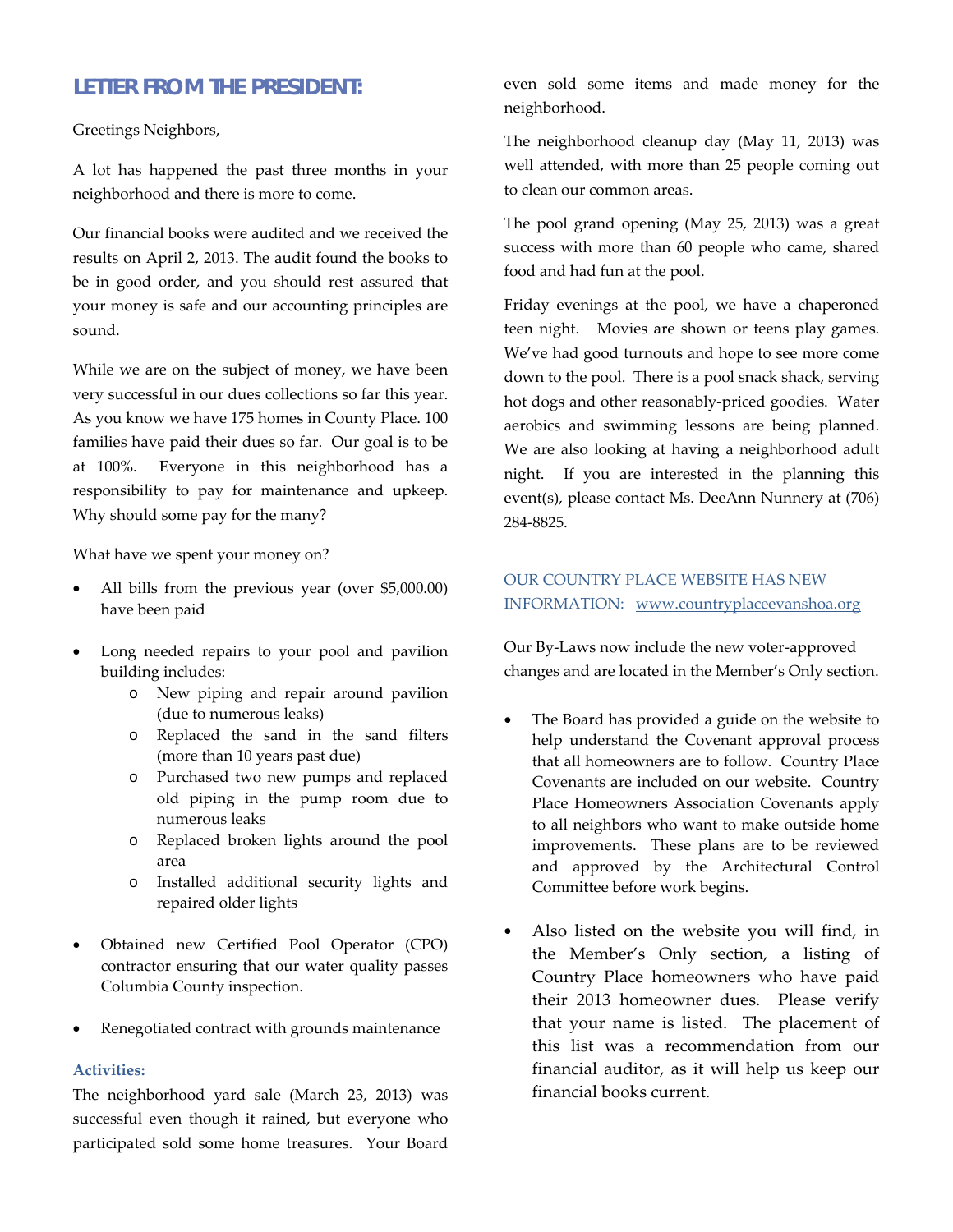## LETTER FROM THE PRESIDENT:

Greetings Neighbors,

A lot has happened the past three months in your neighborhood and there is more to come.

Our financial books were audited and we received the results on April 2, 2013. The audit found the books to be in good order, and you should rest assured that your money is safe and our accounting principles are sound.

While we are on the subject of money, we have been very successful in our dues collections so far this year. As you know we have 175 homes in County Place. 100 families have paid their dues so far. Our goal is to be at 100%. Everyone in this neighborhood has a responsibility to pay for maintenance and upkeep. Why should some pay for the many?

What have we spent your money on?

- All bills from the previous year (over $5,000.00) have been paid
- Long needed repairs to your pool and pavilion building includes:
  - New piping and repair around pavilion (due to numerous leaks)
  - Replaced the sand in the sand filters (more than 10 years past due)
  - Purchased two new pumps and replaced old piping in the pump room due to numerous leaks
  - Replaced broken lights around the pool area
  - Installed additional security lights and repaired older lights
- Obtained new Certified Pool Operator (CPO) contractor ensuring that our water quality passes Columbia County inspection.
- Renegotiated contract with grounds maintenance

### Activities:

The neighborhood yard sale (March 23, 2013) was successful even though it rained, but everyone who participated sold some home treasures. Your Board even sold some items and made money for the neighborhood.

The neighborhood cleanup day (May 11, 2013) was well attended, with more than 25 people coming out to clean our common areas.

The pool grand opening (May 25, 2013) was a great success with more than 60 people who came, shared food and had fun at the pool.

Friday evenings at the pool, we have a chaperoned teen night. Movies are shown or teens play games. We've had good turnouts and hope to see more come down to the pool. There is a pool snack shack, serving hot dogs and other reasonably-priced goodies. Water aerobics and swimming lessons are being planned. We are also looking at having a neighborhood adult night. If you are interested in the planning this event(s), please contact Ms. DeeAnn Nunnery at (706) 284-8825.

### OUR COUNTRY PLACE WEBSITE HAS NEW INFORMATION: www.countryplaceevanshoa.org

Our By-Laws now include the new voter-approved changes and are located in the Member's Only section.

- The Board has provided a guide on the website to help understand the Covenant approval process that all homeowners are to follow. Country Place Covenants are included on our website. Country Place Homeowners Association Covenants apply to all neighbors who want to make outside home improvements. These plans are to be reviewed and approved by the Architectural Control Committee before work begins.
- Also listed on the website you will find, in the Member's Only section, a listing of Country Place homeowners who have paid their 2013 homeowner dues. Please verify that your name is listed. The placement of this list was a recommendation from our financial auditor, as it will help us keep our financial books current.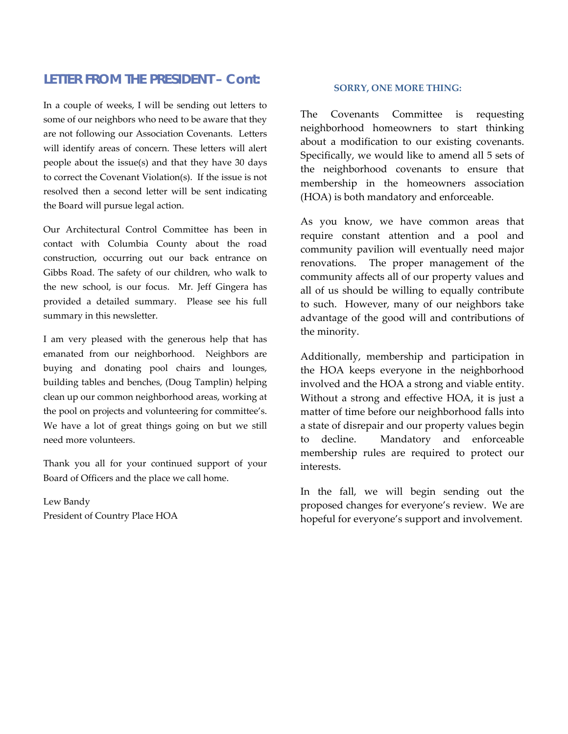## LETTER FROM THE PRESIDENT – Cont:

In a couple of weeks, I will be sending out letters to some of our neighbors who need to be aware that they are not following our Association Covenants. Letters will identify areas of concern. These letters will alert people about the issue(s) and that they have 30 days to correct the Covenant Violation(s). If the issue is not resolved then a second letter will be sent indicating the Board will pursue legal action.

Our Architectural Control Committee has been in contact with Columbia County about the road construction, occurring out our back entrance on Gibbs Road. The safety of our children, who walk to the new school, is our focus. Mr. Jeff Gingera has provided a detailed summary. Please see his full summary in this newsletter.

I am very pleased with the generous help that has emanated from our neighborhood. Neighbors are buying and donating pool chairs and lounges, building tables and benches, (Doug Tamplin) helping clean up our common neighborhood areas, working at the pool on projects and volunteering for committee's. We have a lot of great things going on but we still need more volunteers.

Thank you all for your continued support of your Board of Officers and the place we call home.

Lew Bandy
President of Country Place HOA

### SORRY, ONE MORE THING:

The Covenants Committee is requesting neighborhood homeowners to start thinking about a modification to our existing covenants. Specifically, we would like to amend all 5 sets of the neighborhood covenants to ensure that membership in the homeowners association (HOA) is both mandatory and enforceable.

As you know, we have common areas that require constant attention and a pool and community pavilion will eventually need major renovations. The proper management of the community affects all of our property values and all of us should be willing to equally contribute to such. However, many of our neighbors take advantage of the good will and contributions of the minority.

Additionally, membership and participation in the HOA keeps everyone in the neighborhood involved and the HOA a strong and viable entity. Without a strong and effective HOA, it is just a matter of time before our neighborhood falls into a state of disrepair and our property values begin to decline. Mandatory and enforceable membership rules are required to protect our interests.

In the fall, we will begin sending out the proposed changes for everyone's review. We are hopeful for everyone's support and involvement.